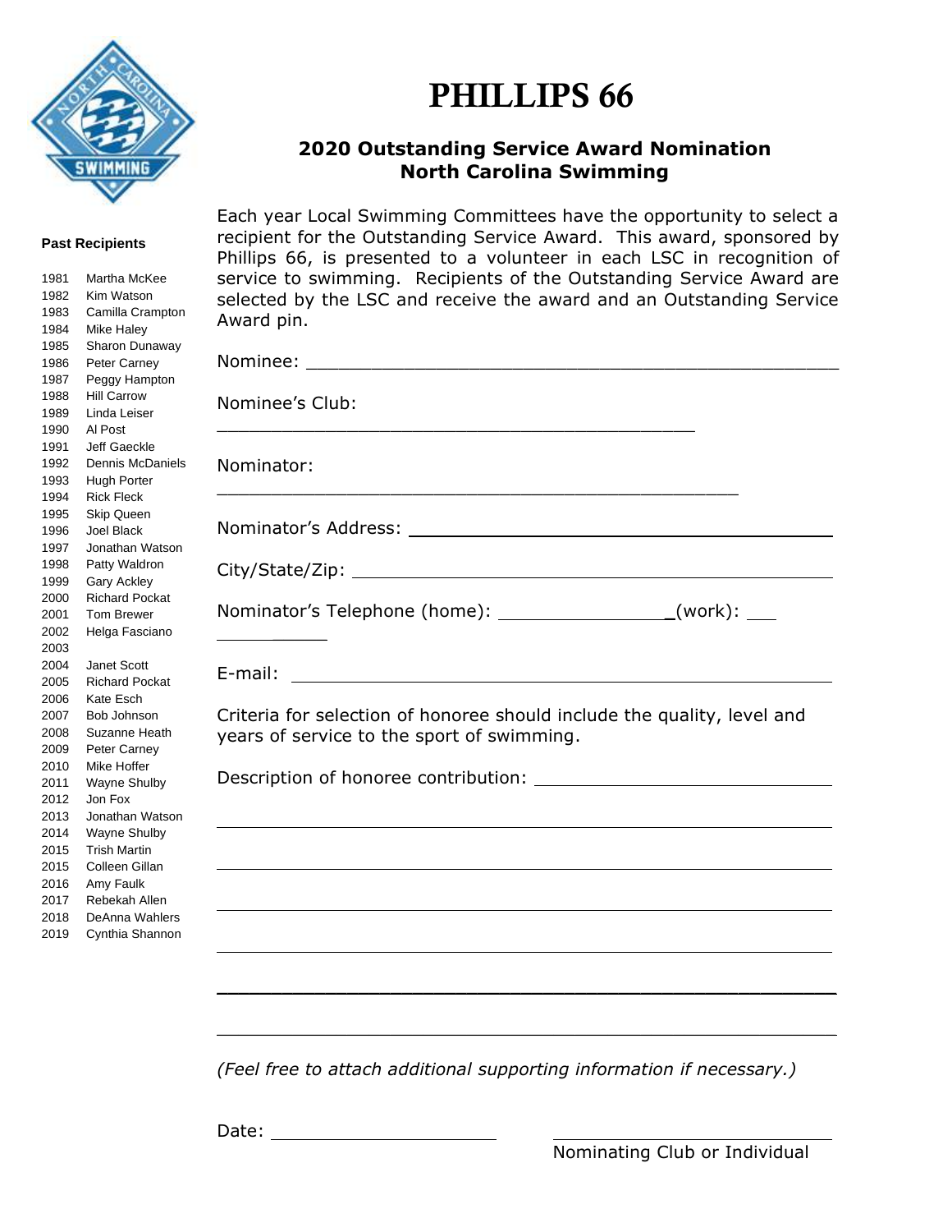# PHILLIPS 66

## 2020 Outstanding Service Award Nomination
## North Carolina Swimming

Each year Local Swimming Committees have the opportunity to select a recipient for the Outstanding Service Award. This award, sponsored by Phillips 66, is presented to a volunteer in each LSC in recognition of service to swimming. Recipients of the Outstanding Service Award are selected by the LSC and receive the award and an Outstanding Service Award pin.

Nominee: ___________________________________________

Nominee's Club: ___________________________________________

Nominator: ___________________________________________

Nominator's Address: ___________________________________________

City/State/Zip: ___________________________________________

Nominator's Telephone (home): _______________ (work): _______________

E-mail: ___________________________________________

Criteria for selection of honoree should include the quality, level and years of service to the sport of swimming.

Description of honoree contribution: ___________________________________________

___________________________________________

___________________________________________

___________________________________________

___________________________________________

___________________________________________

___________________________________________

*(Feel free to attach additional supporting information if necessary.)*

Date: ____________________ ____________________

Nominating Club or Individual

**Past Recipients**

| Year | Recipient |
|---|---|
| 1981 | Martha McKee |
| 1982 | Kim Watson |
| 1983 | Camilla Crampton |
| 1984 | Mike Haley |
| 1985 | Sharon Dunaway |
| 1986 | Peter Carney |
| 1987 | Peggy Hampton |
| 1988 | Hill Carrow |
| 1989 | Linda Leiser |
| 1990 | Al Post |
| 1991 | Jeff Gaeckle |
| 1992 | Dennis McDaniels |
| 1993 | Hugh Porter |
| 1994 | Rick Fleck |
| 1995 | Skip Queen |
| 1996 | Joel Black |
| 1997 | Jonathan Watson |
| 1998 | Patty Waldron |
| 1999 | Gary Ackley |
| 2000 | Richard Pockat |
| 2001 | Tom Brewer |
| 2002 | Helga Fasciano |
| 2003 | |
| 2004 | Janet Scott |
| 2005 | Richard Pockat |
| 2006 | Kate Esch |
| 2007 | Bob Johnson |
| 2008 | Suzanne Heath |
| 2009 | Peter Carney |
| 2010 | Mike Hoffer |
| 2011 | Wayne Shulby |
| 2012 | Jon Fox |
| 2013 | Jonathan Watson |
| 2014 | Wayne Shulby |
| 2015 | Trish Martin |
| 2015 | Colleen Gillan |
| 2016 | Amy Faulk |
| 2017 | Rebekah Allen |
| 2018 | DeAnna Wahlers |
| 2019 | Cynthia Shannon |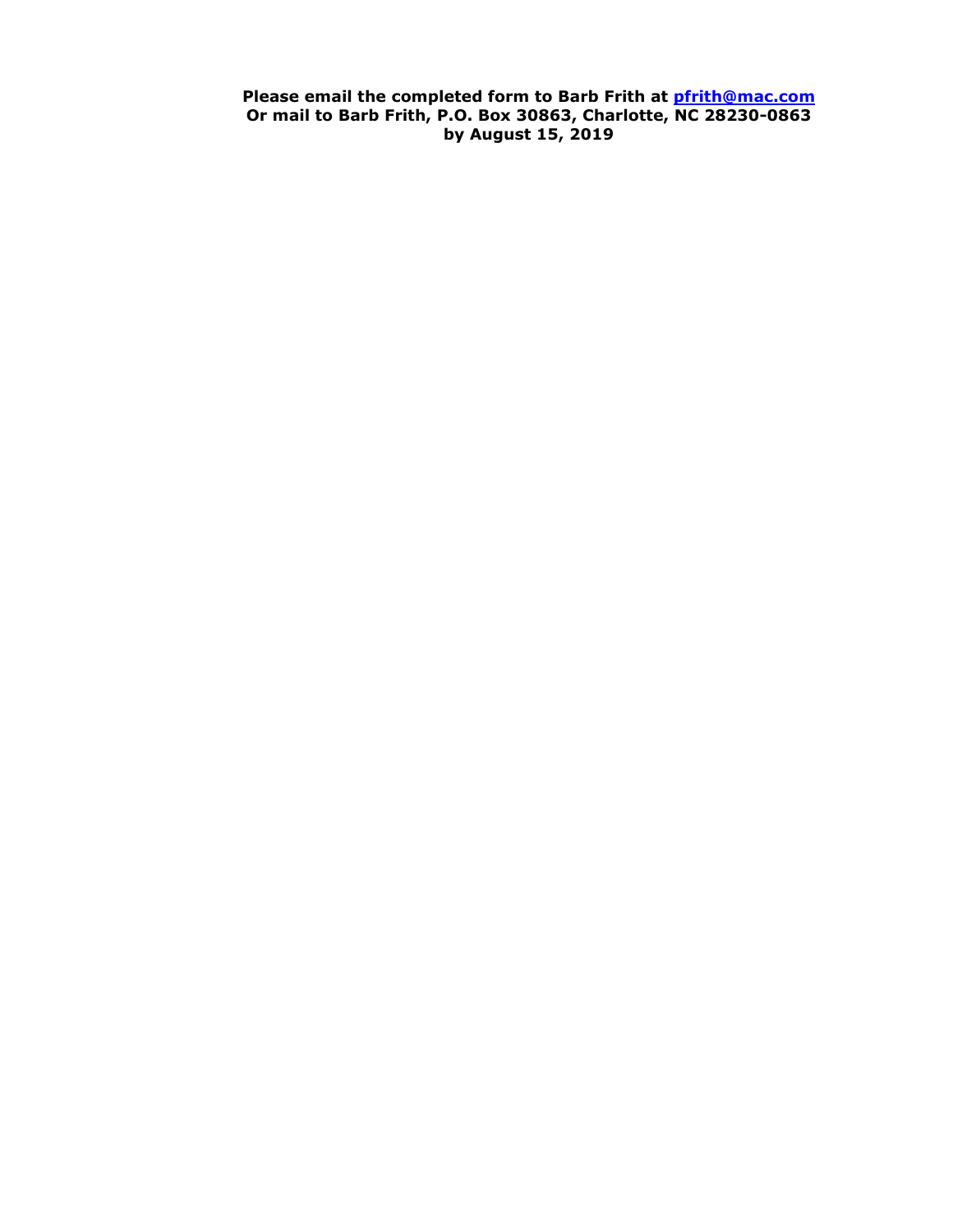**Please email the completed form to Barb Frith at [pfrith@mac.com](mailto:pfrith@mac.com)**
**Or mail to Barb Frith, P.O. Box 30863, Charlotte, NC 28230-0863**
**by August 15, 2019**